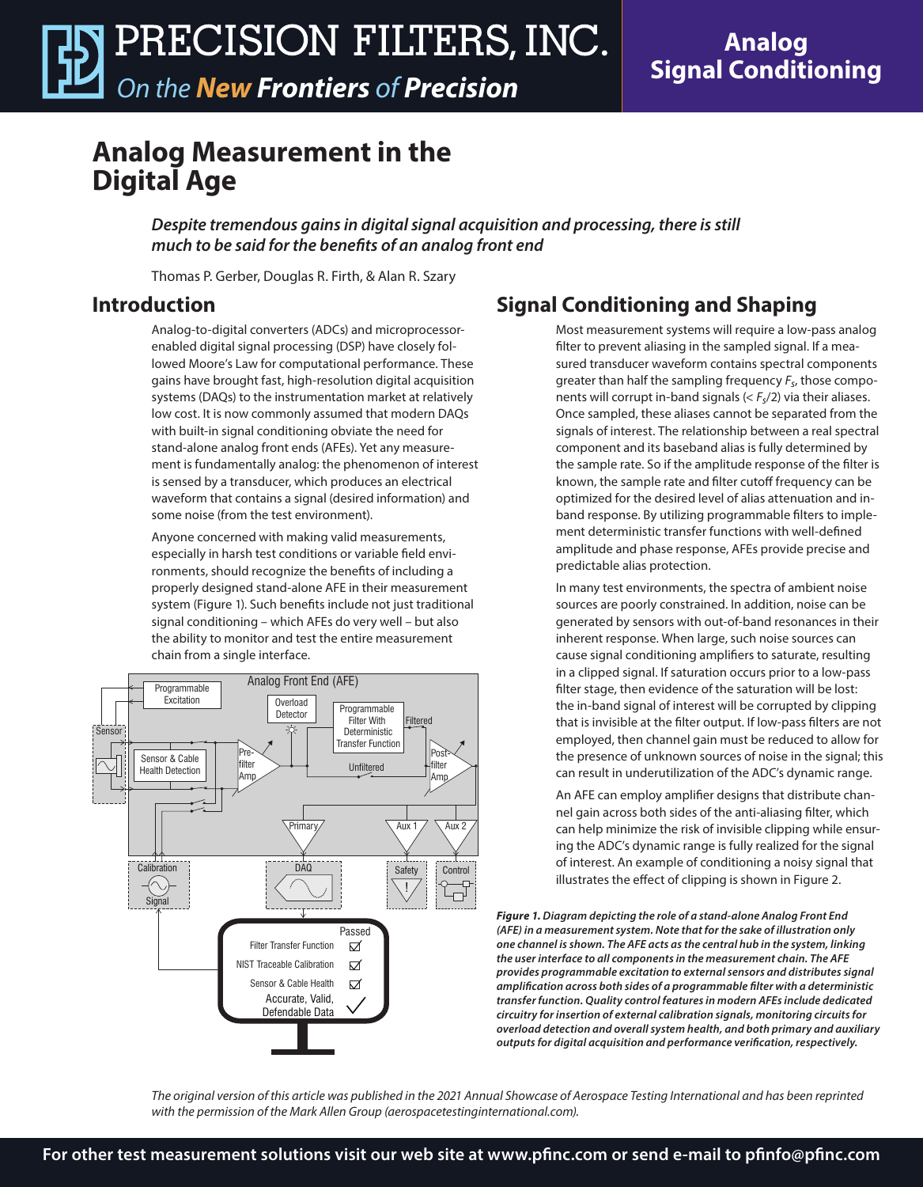# Analog Measurement in the Digital Age

*Despite tremendous gains in digital signal acquisition and processing, there is still much to be said for the benefits of an analog front end*

Thomas P. Gerber, Douglas R. Firth, & Alan R. Szary

## Introduction

Analog-to-digital converters (ADCs) and microprocessor-enabled digital signal processing (DSP) have closely followed Moore's Law for computational performance. These gains have brought fast, high-resolution digital acquisition systems (DAQs) to the instrumentation market at relatively low cost. It is now commonly assumed that modern DAQs with built-in signal conditioning obviate the need for stand-alone analog front ends (AFEs). Yet any measurement is fundamentally analog: the phenomenon of interest is sensed by a transducer, which produces an electrical waveform that contains a signal (desired information) and some noise (from the test environment).

Anyone concerned with making valid measurements, especially in harsh test conditions or variable field environments, should recognize the benefits of including a properly designed stand-alone AFE in their measurement system (Figure 1). Such benefits include not just traditional signal conditioning – which AFEs do very well – but also the ability to monitor and test the entire measurement chain from a single interface.

***Figure 1.** Diagram depicting the role of a stand-alone Analog Front End (AFE) in a measurement system. Note that for the sake of illustration only one channel is shown. The AFE acts as the central hub in the system, linking the user interface to all components in the measurement chain. The AFE provides programmable excitation to external sensors and distributes signal amplification across both sides of a programmable filter with a deterministic transfer function. Quality control features in modern AFEs include dedicated circuitry for insertion of external calibration signals, monitoring circuits for overload detection and overall system health, and both primary and auxiliary outputs for digital acquisition and performance verification, respectively.*

## Signal Conditioning and Shaping

Most measurement systems will require a low-pass analog filter to prevent aliasing in the sampled signal. If a measured transducer waveform contains spectral components greater than half the sampling frequency $F_s$, those components will corrupt in-band signals ($< F_s/2$) via their aliases. Once sampled, these aliases cannot be separated from the signals of interest. The relationship between a real spectral component and its baseband alias is fully determined by the sample rate. So if the amplitude response of the filter is known, the sample rate and filter cutoff frequency can be optimized for the desired level of alias attenuation and in-band response. By utilizing programmable filters to implement deterministic transfer functions with well-defined amplitude and phase response, AFEs provide precise and predictable alias protection.

In many test environments, the spectra of ambient noise sources are poorly constrained. In addition, noise can be generated by sensors with out-of-band resonances in their inherent response. When large, such noise sources can cause signal conditioning amplifiers to saturate, resulting in a clipped signal. If saturation occurs prior to a low-pass filter stage, then evidence of the saturation will be lost: the in-band signal of interest will be corrupted by clipping that is invisible at the filter output. If low-pass filters are not employed, then channel gain must be reduced to allow for the presence of unknown sources of noise in the signal; this can result in underutilization of the ADC's dynamic range.

An AFE can employ amplifier designs that distribute channel gain across both sides of the anti-aliasing filter, which can help minimize the risk of invisible clipping while ensuring the ADC's dynamic range is fully realized for the signal of interest. An example of conditioning a noisy signal that illustrates the effect of clipping is shown in Figure 2.

*The original version of this article was published in the 2021 Annual Showcase of Aerospace Testing International and has been reprinted with the permission of the Mark Allen Group (aerospacetestinginternational.com).*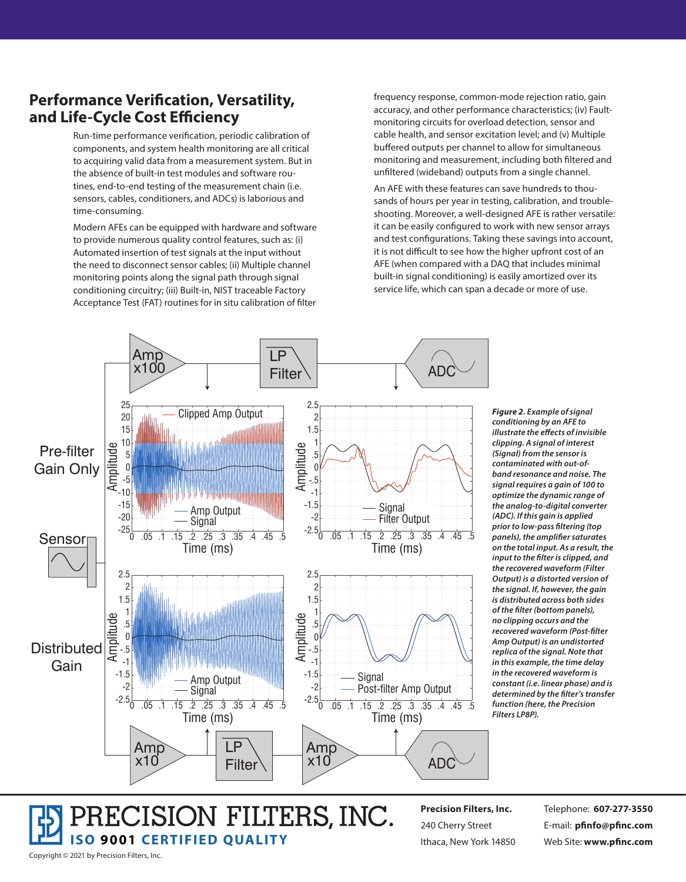## Performance Verification, Versatility, and Life-Cycle Cost Efficiency

Run-time performance verification, periodic calibration of components, and system health monitoring are all critical to acquiring valid data from a measurement system. But in the absence of built-in test modules and software routines, end-to-end testing of the measurement chain (i.e. sensors, cables, conditioners, and ADCs) is laborious and time-consuming.

Modern AFEs can be equipped with hardware and software to provide numerous quality control features, such as: (i) Automated insertion of test signals at the input without the need to disconnect sensor cables; (ii) Multiple channel monitoring points along the signal path through signal conditioning circuitry; (iii) Built-in, NIST traceable Factory Acceptance Test (FAT) routines for in situ calibration of filter frequency response, common-mode rejection ratio, gain accuracy, and other performance characteristics; (iv) Fault-monitoring circuits for overload detection, sensor and cable health, and sensor excitation level; and (v) Multiple buffered outputs per channel to allow for simultaneous monitoring and measurement, including both filtered and unfiltered (wideband) outputs from a single channel.

An AFE with these features can save hundreds to thousands of hours per year in testing, calibration, and troubleshooting. Moreover, a well-designed AFE is rather versatile: it can be easily configured to work with new sensor arrays and test configurations. Taking these savings into account, it is not difficult to see how the higher upfront cost of an AFE (when compared with a DAQ that includes minimal built-in signal conditioning) is easily amortized over its service life, which can span a decade or more of use.

Amp x100
LP Filter
ADC

Pre-filter Gain Only

Sensor

Distributed Gain

Amplitude
Time (ms)
Clipped Amp Output
Amp Output
Signal

Signal
Filter Output

Amp Output
Signal

Signal
Post-filter Amp Output

Amp x10
LP Filter
Amp x10
ADC

***Figure 2.** Example of signal conditioning by an AFE to illustrate the effects of invisible clipping. A signal of interest (Signal) from the sensor is contaminated with out-of-band resonance and noise. The signal requires a gain of 100 to optimize the dynamic range of the analog-to-digital converter (ADC). If this gain is applied prior to low-pass filtering (top panels), the amplifier saturates on the total input. As a result, the input to the filter is clipped, and the recovered waveform (Filter Output) is a distorted version of the signal. If, however, the gain is distributed across both sides of the filter (bottom panels), no clipping occurs and the recovered waveform (Post-filter Amp Output) is an undistorted replica of the signal. Note that in this example, the time delay in the recovered waveform is constant (i.e. linear phase) and is determined by the filter's transfer function (here, the Precision Filters LP8P).*

PRECISION FILTERS, INC.
ISO 9001 CERTIFIED QUALITY

**Precision Filters, Inc.**
240 Cherry Street
Ithaca, New York 14850

Telephone: **607-277-3550**
E-mail: **pfinfo@pfinc.com**
Web Site: **www.pfinc.com**

Copyright © 2021 by Precision Filters, Inc.